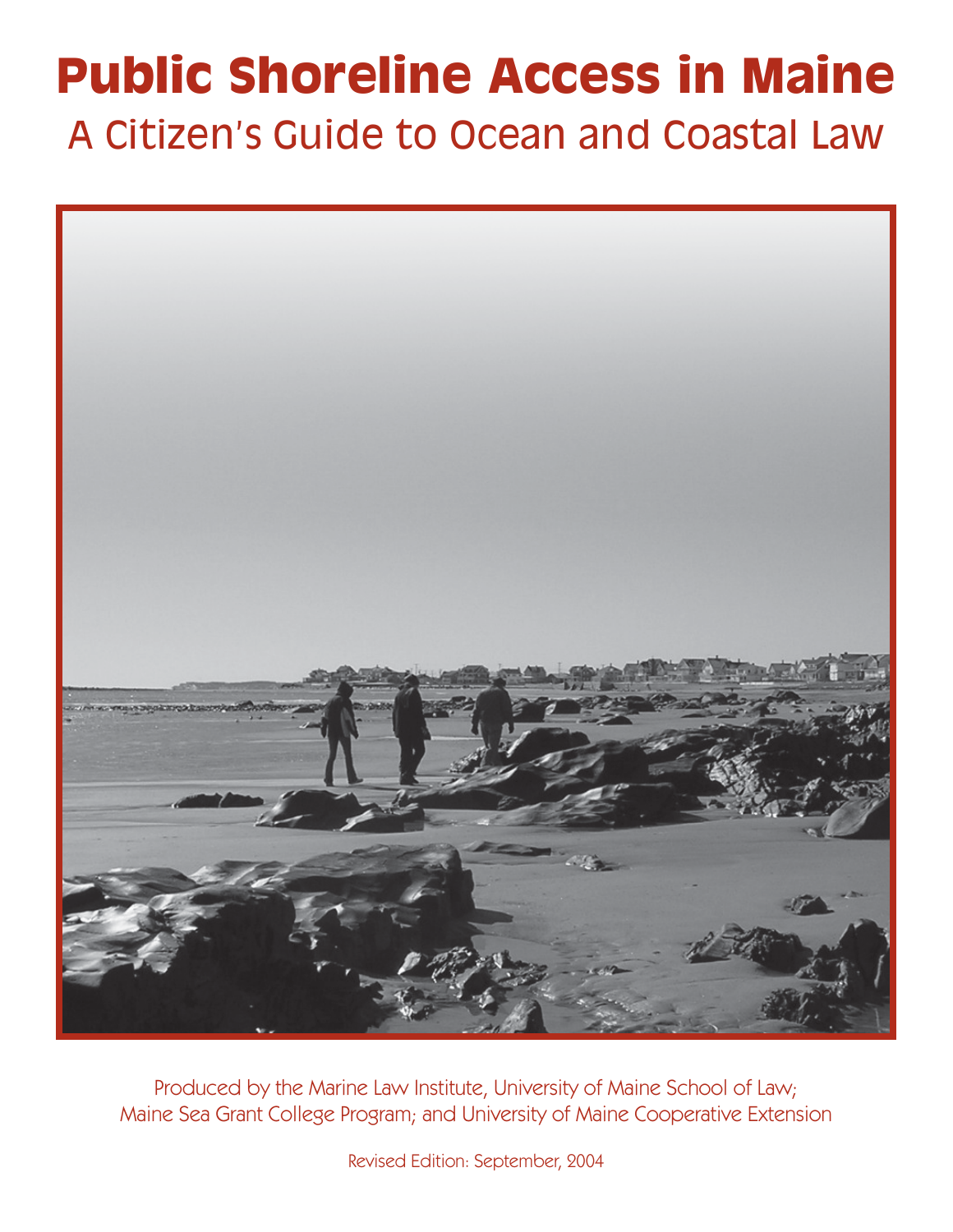# Public Shoreline Access in Maine

## A Citizen's Guide to Ocean and Coastal Law

Produced by the Marine Law Institute, University of Maine School of Law;
Maine Sea Grant College Program; and University of Maine Cooperative Extension

Revised Edition: September, 2004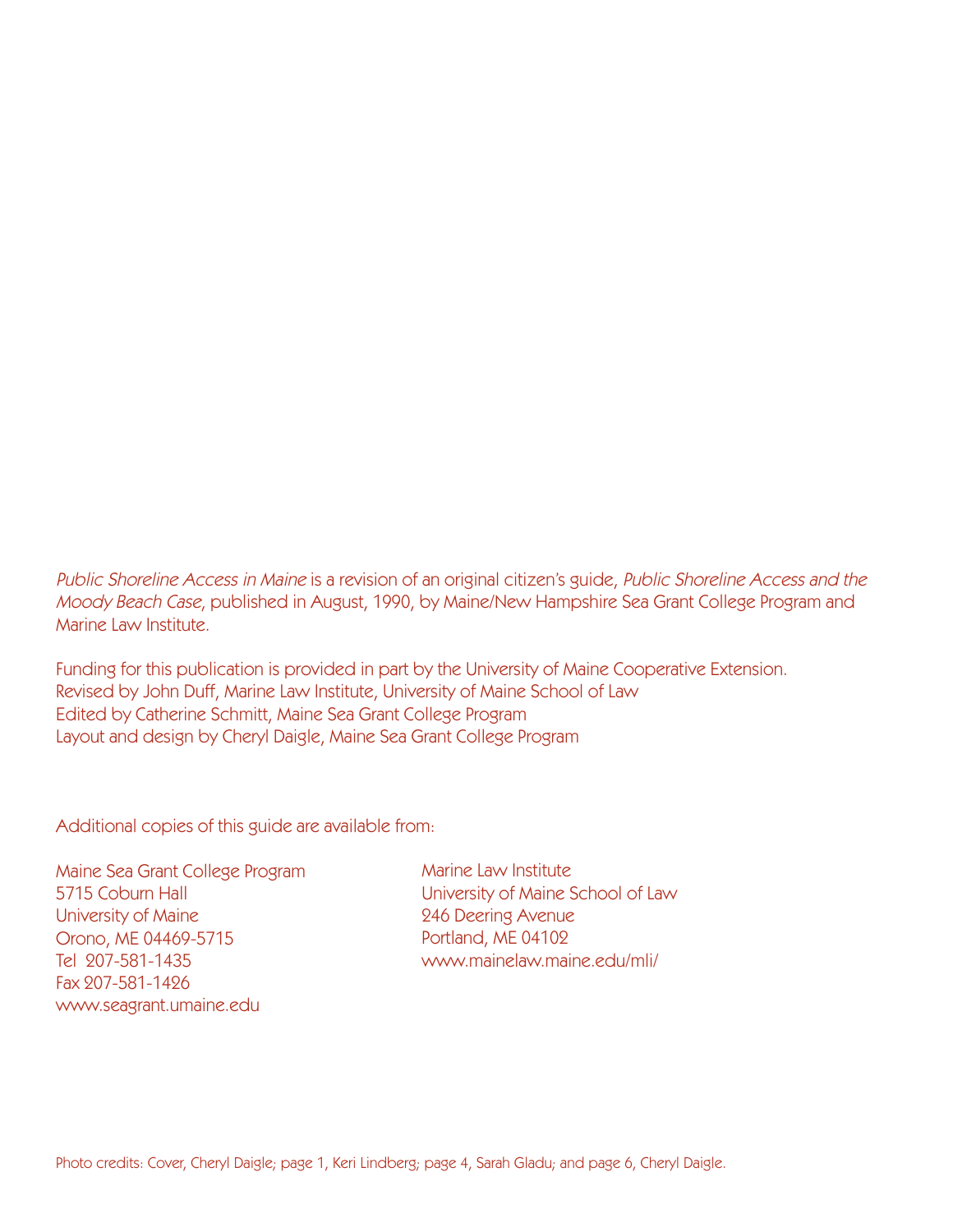*Public Shoreline Access in Maine* is a revision of an original citizen's guide, *Public Shoreline Access and the Moody Beach Case*, published in August, 1990, by Maine/New Hampshire Sea Grant College Program and Marine Law Institute.

Funding for this publication is provided in part by the University of Maine Cooperative Extension.
Revised by John Duff, Marine Law Institute, University of Maine School of Law
Edited by Catherine Schmitt, Maine Sea Grant College Program
Layout and design by Cheryl Daigle, Maine Sea Grant College Program

Additional copies of this guide are available from:

Maine Sea Grant College Program
5715 Coburn Hall
University of Maine
Orono, ME 04469-5715
Tel 207-581-1435
Fax 207-581-1426
www.seagrant.umaine.edu

Marine Law Institute
University of Maine School of Law
246 Deering Avenue
Portland, ME 04102
www.mainelaw.maine.edu/mli/

Photo credits: Cover, Cheryl Daigle; page 1, Keri Lindberg; page 4, Sarah Gladu; and page 6, Cheryl Daigle.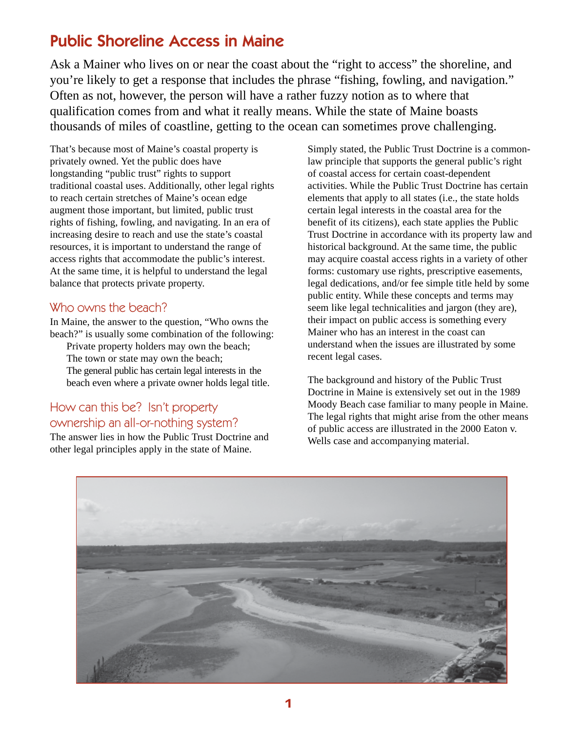# Public Shoreline Access in Maine

Ask a Mainer who lives on or near the coast about the “right to access” the shoreline, and you’re likely to get a response that includes the phrase “fishing, fowling, and navigation.” Often as not, however, the person will have a rather fuzzy notion as to where that qualification comes from and what it really means. While the state of Maine boasts thousands of miles of coastline, getting to the ocean can sometimes prove challenging.

That’s because most of Maine’s coastal property is privately owned. Yet the public does have longstanding “public trust” rights to support traditional coastal uses. Additionally, other legal rights to reach certain stretches of Maine’s ocean edge augment those important, but limited, public trust rights of fishing, fowling, and navigating. In an era of increasing desire to reach and use the state’s coastal resources, it is important to understand the range of access rights that accommodate the public’s interest. At the same time, it is helpful to understand the legal balance that protects private property.

## Who owns the beach?

In Maine, the answer to the question, “Who owns the beach?” is usually some combination of the following:

Private property holders may own the beach;
The town or state may own the beach;
The general public has certain legal interests in the beach even where a private owner holds legal title.

## How can this be? Isn’t property ownership an all-or-nothing system?

The answer lies in how the Public Trust Doctrine and other legal principles apply in the state of Maine.

Simply stated, the Public Trust Doctrine is a common-law principle that supports the general public’s right of coastal access for certain coast-dependent activities. While the Public Trust Doctrine has certain elements that apply to all states (i.e., the state holds certain legal interests in the coastal area for the benefit of its citizens), each state applies the Public Trust Doctrine in accordance with its property law and historical background. At the same time, the public may acquire coastal access rights in a variety of other forms: customary use rights, prescriptive easements, legal dedications, and/or fee simple title held by some public entity. While these concepts and terms may seem like legal technicalities and jargon (they are), their impact on public access is something every Mainer who has an interest in the coast can understand when the issues are illustrated by some recent legal cases.

The background and history of the Public Trust Doctrine in Maine is extensively set out in the 1989 Moody Beach case familiar to many people in Maine. The legal rights that might arise from the other means of public access are illustrated in the 2000 Eaton v. Wells case and accompanying material.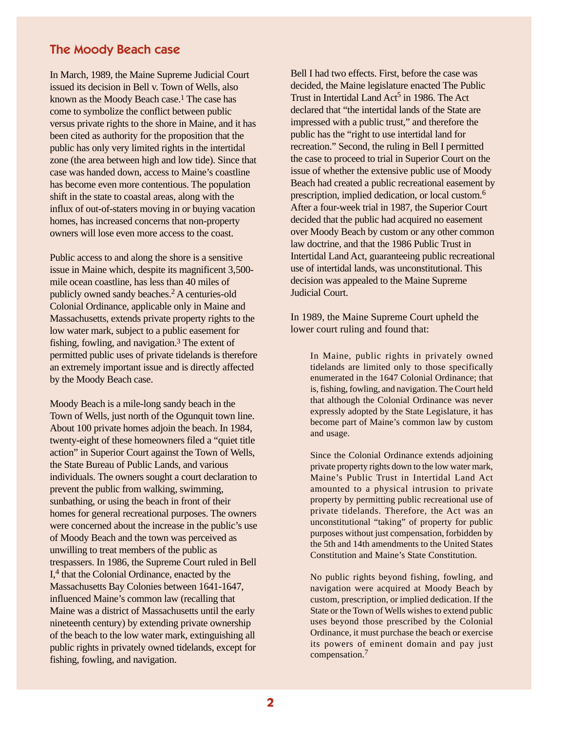## The Moody Beach case

In March, 1989, the Maine Supreme Judicial Court issued its decision in Bell v. Town of Wells, also known as the Moody Beach case.[1] The case has come to symbolize the conflict between public versus private rights to the shore in Maine, and it has been cited as authority for the proposition that the public has only very limited rights in the intertidal zone (the area between high and low tide). Since that case was handed down, access to Maine's coastline has become even more contentious. The population shift in the state to coastal areas, along with the influx of out-of-staters moving in or buying vacation homes, has increased concerns that non-property owners will lose even more access to the coast.

Public access to and along the shore is a sensitive issue in Maine which, despite its magnificent 3,500-mile ocean coastline, has less than 40 miles of publicly owned sandy beaches.[2] A centuries-old Colonial Ordinance, applicable only in Maine and Massachusetts, extends private property rights to the low water mark, subject to a public easement for fishing, fowling, and navigation.[3] The extent of permitted public uses of private tidelands is therefore an extremely important issue and is directly affected by the Moody Beach case.

Moody Beach is a mile-long sandy beach in the Town of Wells, just north of the Ogunquit town line. About 100 private homes adjoin the beach. In 1984, twenty-eight of these homeowners filed a "quiet title action" in Superior Court against the Town of Wells, the State Bureau of Public Lands, and various individuals. The owners sought a court declaration to prevent the public from walking, swimming, sunbathing, or using the beach in front of their homes for general recreational purposes. The owners were concerned about the increase in the public's use of Moody Beach and the town was perceived as unwilling to treat members of the public as trespassers. In 1986, the Supreme Court ruled in Bell I,[4] that the Colonial Ordinance, enacted by the Massachusetts Bay Colonies between 1641-1647, influenced Maine's common law (recalling that Maine was a district of Massachusetts until the early nineteenth century) by extending private ownership of the beach to the low water mark, extinguishing all public rights in privately owned tidelands, except for fishing, fowling, and navigation.

Bell I had two effects. First, before the case was decided, the Maine legislature enacted The Public Trust in Intertidal Land Act[5] in 1986. The Act declared that "the intertidal lands of the State are impressed with a public trust," and therefore the public has the "right to use intertidal land for recreation." Second, the ruling in Bell I permitted the case to proceed to trial in Superior Court on the issue of whether the extensive public use of Moody Beach had created a public recreational easement by prescription, implied dedication, or local custom.[6] After a four-week trial in 1987, the Superior Court decided that the public had acquired no easement over Moody Beach by custom or any other common law doctrine, and that the 1986 Public Trust in Intertidal Land Act, guaranteeing public recreational use of intertidal lands, was unconstitutional. This decision was appealed to the Maine Supreme Judicial Court.

In 1989, the Maine Supreme Court upheld the lower court ruling and found that:

> In Maine, public rights in privately owned tidelands are limited only to those specifically enumerated in the 1647 Colonial Ordinance; that is, fishing, fowling, and navigation. The Court held that although the Colonial Ordinance was never expressly adopted by the State Legislature, it has become part of Maine's common law by custom and usage.
>
> Since the Colonial Ordinance extends adjoining private property rights down to the low water mark, Maine's Public Trust in Intertidal Land Act amounted to a physical intrusion to private property by permitting public recreational use of private tidelands. Therefore, the Act was an unconstitutional "taking" of property for public purposes without just compensation, forbidden by the 5th and 14th amendments to the United States Constitution and Maine's State Constitution.
>
> No public rights beyond fishing, fowling, and navigation were acquired at Moody Beach by custom, prescription, or implied dedication. If the State or the Town of Wells wishes to extend public uses beyond those prescribed by the Colonial Ordinance, it must purchase the beach or exercise its powers of eminent domain and pay just compensation.[7]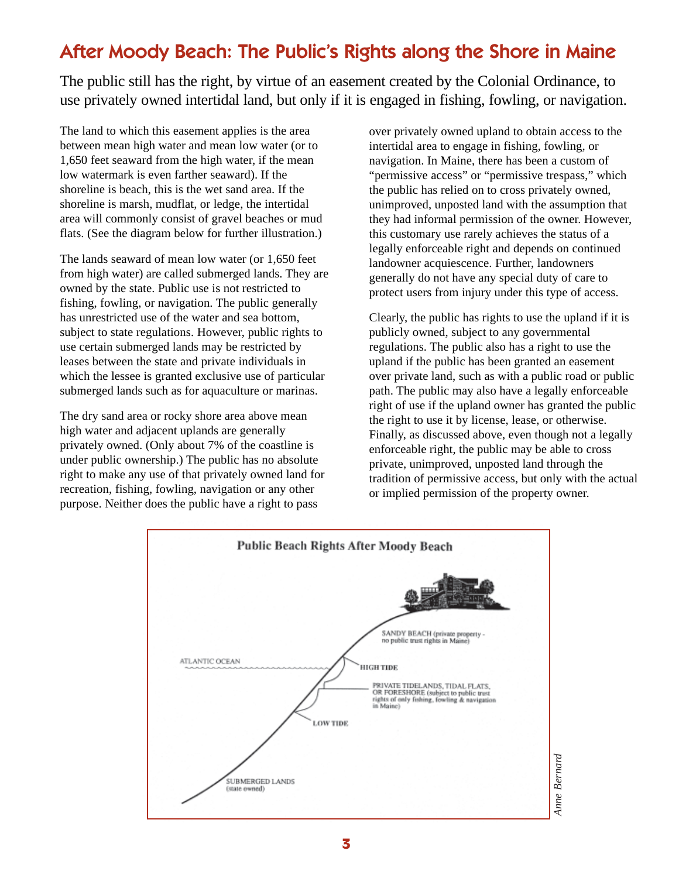# After Moody Beach: The Public's Rights along the Shore in Maine

The public still has the right, by virtue of an easement created by the Colonial Ordinance, to use privately owned intertidal land, but only if it is engaged in fishing, fowling, or navigation.

The land to which this easement applies is the area between mean high water and mean low water (or to 1,650 feet seaward from the high water, if the mean low watermark is even farther seaward). If the shoreline is beach, this is the wet sand area. If the shoreline is marsh, mudflat, or ledge, the intertidal area will commonly consist of gravel beaches or mud flats. (See the diagram below for further illustration.)

The lands seaward of mean low water (or 1,650 feet from high water) are called submerged lands. They are owned by the state. Public use is not restricted to fishing, fowling, or navigation. The public generally has unrestricted use of the water and sea bottom, subject to state regulations. However, public rights to use certain submerged lands may be restricted by leases between the state and private individuals in which the lessee is granted exclusive use of particular submerged lands such as for aquaculture or marinas.

The dry sand area or rocky shore area above mean high water and adjacent uplands are generally privately owned. (Only about 7% of the coastline is under public ownership.) The public has no absolute right to make any use of that privately owned land for recreation, fishing, fowling, navigation or any other purpose. Neither does the public have a right to pass over privately owned upland to obtain access to the intertidal area to engage in fishing, fowling, or navigation. In Maine, there has been a custom of "permissive access" or "permissive trespass," which the public has relied on to cross privately owned, unimproved, unposted land with the assumption that they had informal permission of the owner. However, this customary use rarely achieves the status of a legally enforceable right and depends on continued landowner acquiescence. Further, landowners generally do not have any special duty of care to protect users from injury under this type of access.

Clearly, the public has rights to use the upland if it is publicly owned, subject to any governmental regulations. The public also has a right to use the upland if the public has been granted an easement over private land, such as with a public road or public path. The public may also have a legally enforceable right of use if the upland owner has granted the public the right to use it by license, lease, or otherwise. Finally, as discussed above, even though not a legally enforceable right, the public may be able to cross private, unimproved, unposted land through the tradition of permissive access, but only with the actual or implied permission of the property owner.

**Public Beach Rights After Moody Beach**

- SANDY BEACH (private property - no public trust rights in Maine)
- HIGH TIDE
- ATLANTIC OCEAN
- PRIVATE TIDELANDS, TIDAL FLATS, OR FORESHORE (subject to public trust rights of only fishing, fowling & navigation in Maine)
- LOW TIDE
- SUBMERGED LANDS (state owned)

*Anne Bernard*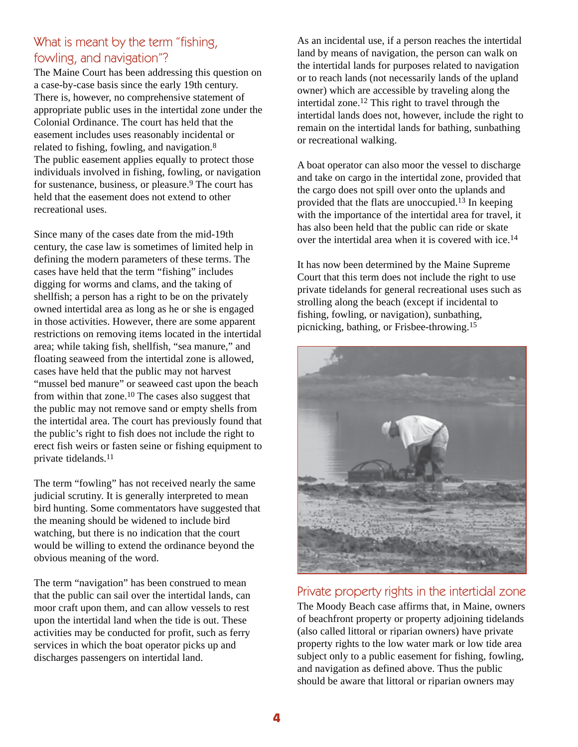## What is meant by the term "fishing, fowling, and navigation"?

The Maine Court has been addressing this question on a case-by-case basis since the early 19th century. There is, however, no comprehensive statement of appropriate public uses in the intertidal zone under the Colonial Ordinance. The court has held that the easement includes uses reasonably incidental or related to fishing, fowling, and navigation.[8] The public easement applies equally to protect those individuals involved in fishing, fowling, or navigation for sustenance, business, or pleasure.[9] The court has held that the easement does not extend to other recreational uses.

Since many of the cases date from the mid-19th century, the case law is sometimes of limited help in defining the modern parameters of these terms. The cases have held that the term "fishing" includes digging for worms and clams, and the taking of shellfish; a person has a right to be on the privately owned intertidal area as long as he or she is engaged in those activities. However, there are some apparent restrictions on removing items located in the intertidal area; while taking fish, shellfish, "sea manure," and floating seaweed from the intertidal zone is allowed, cases have held that the public may not harvest "mussel bed manure" or seaweed cast upon the beach from within that zone.[10] The cases also suggest that the public may not remove sand or empty shells from the intertidal area. The court has previously found that the public's right to fish does not include the right to erect fish weirs or fasten seine or fishing equipment to private tidelands.[11]

The term "fowling" has not received nearly the same judicial scrutiny. It is generally interpreted to mean bird hunting. Some commentators have suggested that the meaning should be widened to include bird watching, but there is no indication that the court would be willing to extend the ordinance beyond the obvious meaning of the word.

The term "navigation" has been construed to mean that the public can sail over the intertidal lands, can moor craft upon them, and can allow vessels to rest upon the intertidal land when the tide is out. These activities may be conducted for profit, such as ferry services in which the boat operator picks up and discharges passengers on intertidal land.

As an incidental use, if a person reaches the intertidal land by means of navigation, the person can walk on the intertidal lands for purposes related to navigation or to reach lands (not necessarily lands of the upland owner) which are accessible by traveling along the intertidal zone.[12] This right to travel through the intertidal lands does not, however, include the right to remain on the intertidal lands for bathing, sunbathing or recreational walking.

A boat operator can also moor the vessel to discharge and take on cargo in the intertidal zone, provided that the cargo does not spill over onto the uplands and provided that the flats are unoccupied.[13] In keeping with the importance of the intertidal area for travel, it has also been held that the public can ride or skate over the intertidal area when it is covered with ice.[14]

It has now been determined by the Maine Supreme Court that this term does not include the right to use private tidelands for general recreational uses such as strolling along the beach (except if incidental to fishing, fowling, or navigation), sunbathing, picnicking, bathing, or Frisbee-throwing.[15]

## Private property rights in the intertidal zone

The Moody Beach case affirms that, in Maine, owners of beachfront property or property adjoining tidelands (also called littoral or riparian owners) have private property rights to the low water mark or low tide area subject only to a public easement for fishing, fowling, and navigation as defined above. Thus the public should be aware that littoral or riparian owners may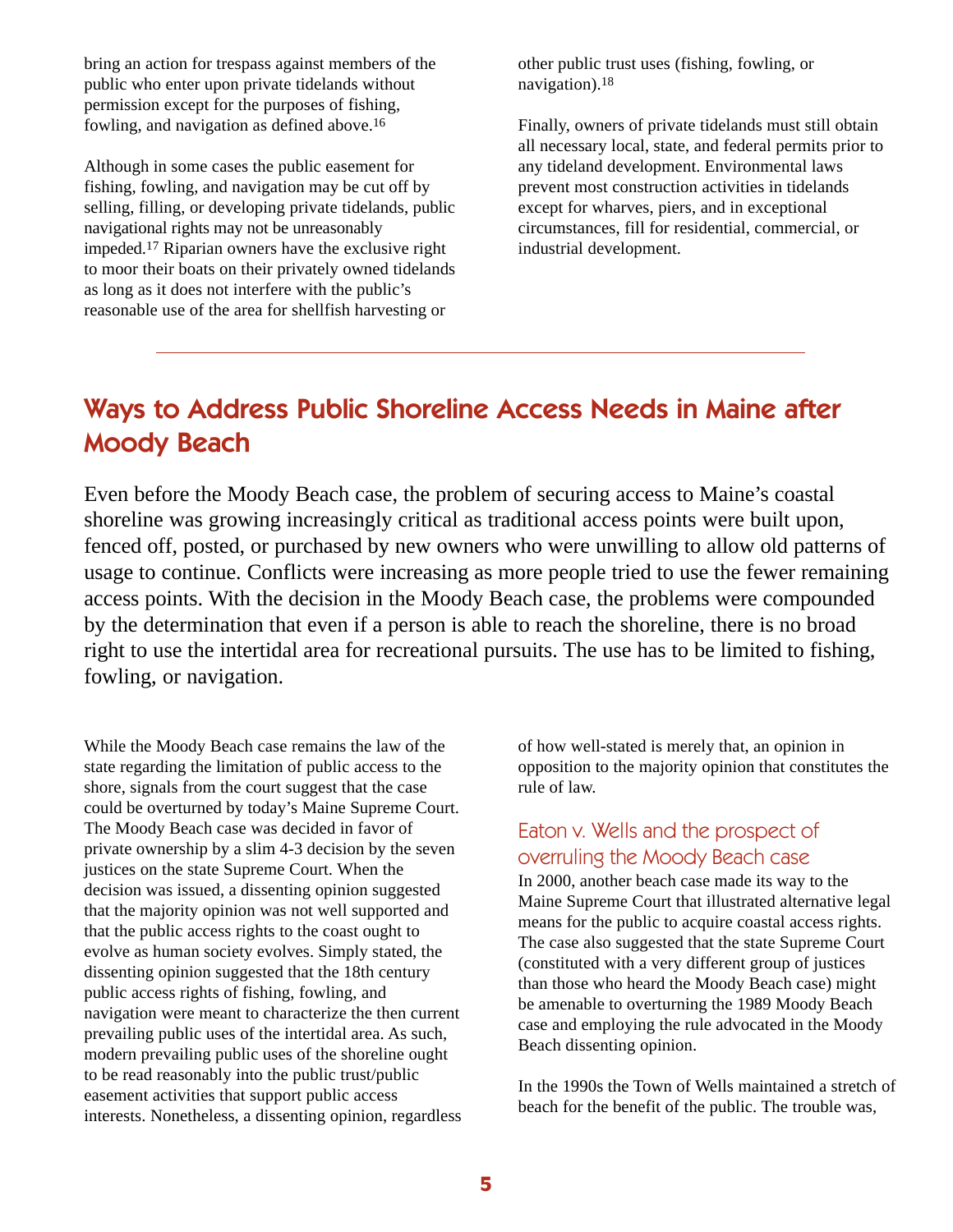bring an action for trespass against members of the public who enter upon private tidelands without permission except for the purposes of fishing, fowling, and navigation as defined above.[16]

Although in some cases the public easement for fishing, fowling, and navigation may be cut off by selling, filling, or developing private tidelands, public navigational rights may not be unreasonably impeded.[17] Riparian owners have the exclusive right to moor their boats on their privately owned tidelands as long as it does not interfere with the public's reasonable use of the area for shellfish harvesting or other public trust uses (fishing, fowling, or navigation).[18]

Finally, owners of private tidelands must still obtain all necessary local, state, and federal permits prior to any tideland development. Environmental laws prevent most construction activities in tidelands except for wharves, piers, and in exceptional circumstances, fill for residential, commercial, or industrial development.

---

## Ways to Address Public Shoreline Access Needs in Maine after Moody Beach

Even before the Moody Beach case, the problem of securing access to Maine's coastal shoreline was growing increasingly critical as traditional access points were built upon, fenced off, posted, or purchased by new owners who were unwilling to allow old patterns of usage to continue. Conflicts were increasing as more people tried to use the fewer remaining access points. With the decision in the Moody Beach case, the problems were compounded by the determination that even if a person is able to reach the shoreline, there is no broad right to use the intertidal area for recreational pursuits. The use has to be limited to fishing, fowling, or navigation.

While the Moody Beach case remains the law of the state regarding the limitation of public access to the shore, signals from the court suggest that the case could be overturned by today's Maine Supreme Court. The Moody Beach case was decided in favor of private ownership by a slim 4-3 decision by the seven justices on the state Supreme Court. When the decision was issued, a dissenting opinion suggested that the majority opinion was not well supported and that the public access rights to the coast ought to evolve as human society evolves. Simply stated, the dissenting opinion suggested that the 18th century public access rights of fishing, fowling, and navigation were meant to characterize the then current prevailing public uses of the intertidal area. As such, modern prevailing public uses of the shoreline ought to be read reasonably into the public trust/public easement activities that support public access interests. Nonetheless, a dissenting opinion, regardless of how well-stated is merely that, an opinion in opposition to the majority opinion that constitutes the rule of law.

### Eaton v. Wells and the prospect of overruling the Moody Beach case

In 2000, another beach case made its way to the Maine Supreme Court that illustrated alternative legal means for the public to acquire coastal access rights. The case also suggested that the state Supreme Court (constituted with a very different group of justices than those who heard the Moody Beach case) might be amenable to overturning the 1989 Moody Beach case and employing the rule advocated in the Moody Beach dissenting opinion.

In the 1990s the Town of Wells maintained a stretch of beach for the benefit of the public. The trouble was,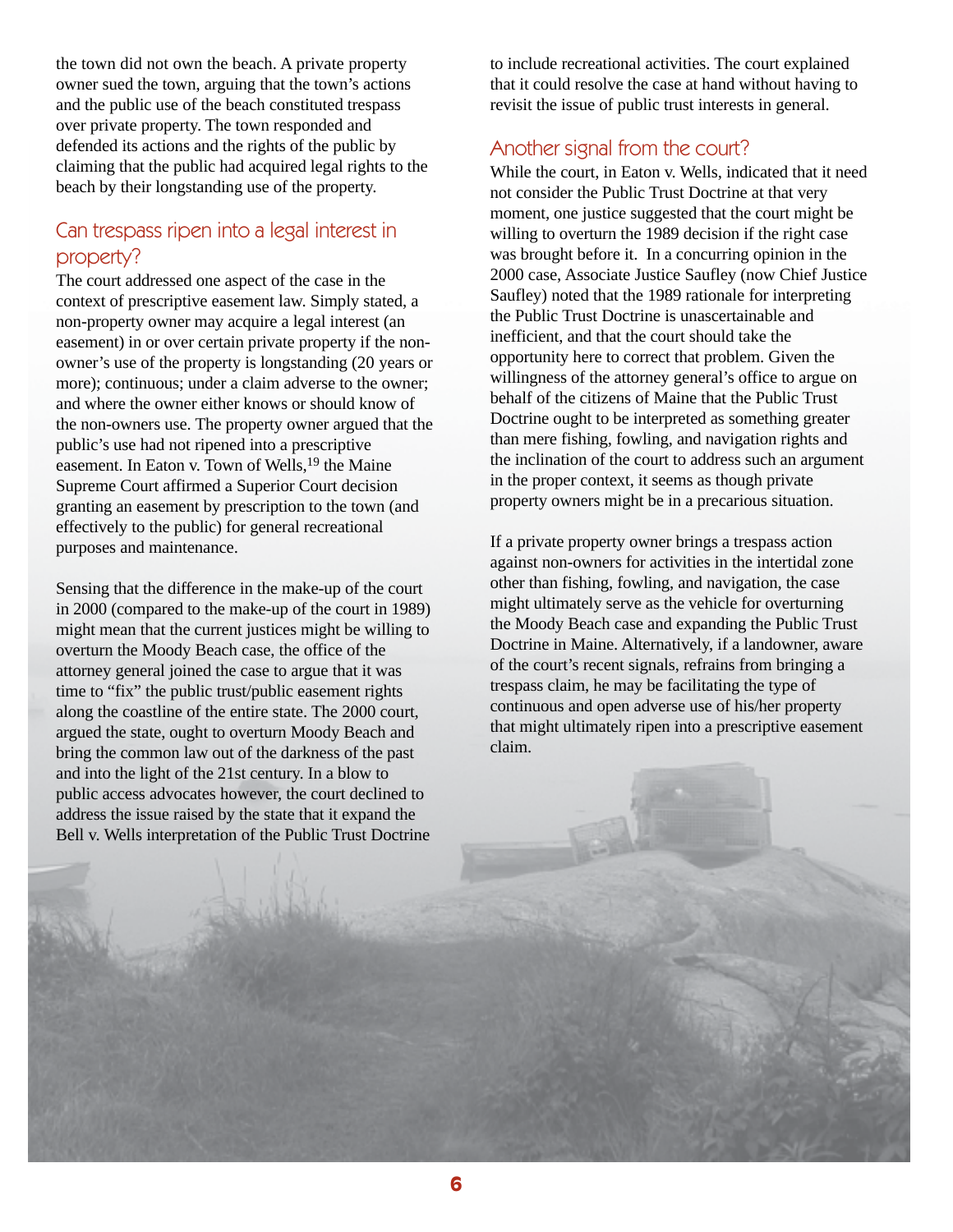the town did not own the beach. A private property owner sued the town, arguing that the town's actions and the public use of the beach constituted trespass over private property. The town responded and defended its actions and the rights of the public by claiming that the public had acquired legal rights to the beach by their longstanding use of the property.

## Can trespass ripen into a legal interest in property?

The court addressed one aspect of the case in the context of prescriptive easement law. Simply stated, a non-property owner may acquire a legal interest (an easement) in or over certain private property if the non-owner's use of the property is longstanding (20 years or more); continuous; under a claim adverse to the owner; and where the owner either knows or should know of the non-owners use. The property owner argued that the public's use had not ripened into a prescriptive easement. In Eaton v. Town of Wells,[19] the Maine Supreme Court affirmed a Superior Court decision granting an easement by prescription to the town (and effectively to the public) for general recreational purposes and maintenance.

Sensing that the difference in the make-up of the court in 2000 (compared to the make-up of the court in 1989) might mean that the current justices might be willing to overturn the Moody Beach case, the office of the attorney general joined the case to argue that it was time to "fix" the public trust/public easement rights along the coastline of the entire state. The 2000 court, argued the state, ought to overturn Moody Beach and bring the common law out of the darkness of the past and into the light of the 21st century. In a blow to public access advocates however, the court declined to address the issue raised by the state that it expand the Bell v. Wells interpretation of the Public Trust Doctrine to include recreational activities. The court explained that it could resolve the case at hand without having to revisit the issue of public trust interests in general.

## Another signal from the court?

While the court, in Eaton v. Wells, indicated that it need not consider the Public Trust Doctrine at that very moment, one justice suggested that the court might be willing to overturn the 1989 decision if the right case was brought before it. In a concurring opinion in the 2000 case, Associate Justice Saufley (now Chief Justice Saufley) noted that the 1989 rationale for interpreting the Public Trust Doctrine is unascertainable and inefficient, and that the court should take the opportunity here to correct that problem. Given the willingness of the attorney general's office to argue on behalf of the citizens of Maine that the Public Trust Doctrine ought to be interpreted as something greater than mere fishing, fowling, and navigation rights and the inclination of the court to address such an argument in the proper context, it seems as though private property owners might be in a precarious situation.

If a private property owner brings a trespass action against non-owners for activities in the intertidal zone other than fishing, fowling, and navigation, the case might ultimately serve as the vehicle for overturning the Moody Beach case and expanding the Public Trust Doctrine in Maine. Alternatively, if a landowner, aware of the court's recent signals, refrains from bringing a trespass claim, he may be facilitating the type of continuous and open adverse use of his/her property that might ultimately ripen into a prescriptive easement claim.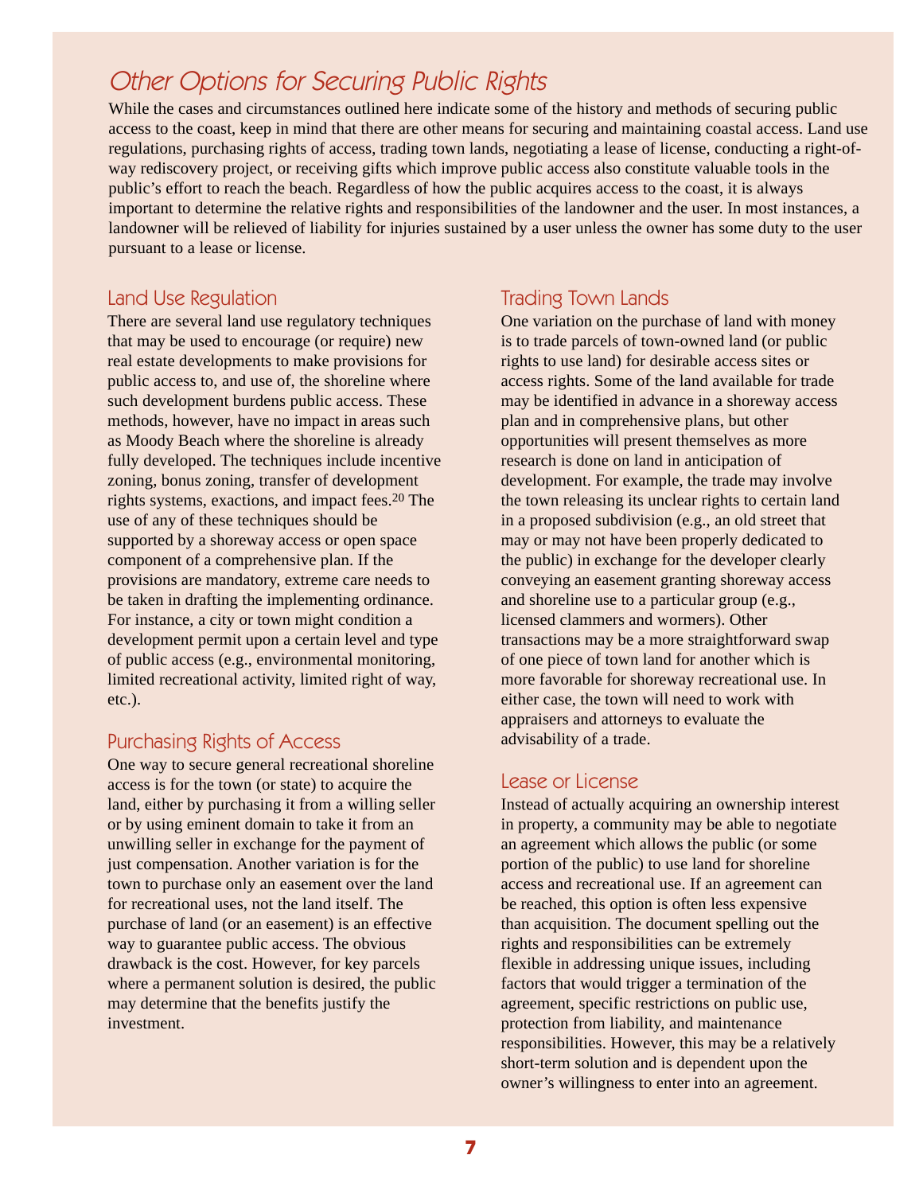## Other Options for Securing Public Rights

While the cases and circumstances outlined here indicate some of the history and methods of securing public access to the coast, keep in mind that there are other means for securing and maintaining coastal access. Land use regulations, purchasing rights of access, trading town lands, negotiating a lease of license, conducting a right-of-way rediscovery project, or receiving gifts which improve public access also constitute valuable tools in the public's effort to reach the beach. Regardless of how the public acquires access to the coast, it is always important to determine the relative rights and responsibilities of the landowner and the user. In most instances, a landowner will be relieved of liability for injuries sustained by a user unless the owner has some duty to the user pursuant to a lease or license.

### Land Use Regulation

There are several land use regulatory techniques that may be used to encourage (or require) new real estate developments to make provisions for public access to, and use of, the shoreline where such development burdens public access. These methods, however, have no impact in areas such as Moody Beach where the shoreline is already fully developed. The techniques include incentive zoning, bonus zoning, transfer of development rights systems, exactions, and impact fees.[20] The use of any of these techniques should be supported by a shoreway access or open space component of a comprehensive plan. If the provisions are mandatory, extreme care needs to be taken in drafting the implementing ordinance. For instance, a city or town might condition a development permit upon a certain level and type of public access (e.g., environmental monitoring, limited recreational activity, limited right of way, etc.).

### Purchasing Rights of Access

One way to secure general recreational shoreline access is for the town (or state) to acquire the land, either by purchasing it from a willing seller or by using eminent domain to take it from an unwilling seller in exchange for the payment of just compensation. Another variation is for the town to purchase only an easement over the land for recreational uses, not the land itself. The purchase of land (or an easement) is an effective way to guarantee public access. The obvious drawback is the cost. However, for key parcels where a permanent solution is desired, the public may determine that the benefits justify the investment.

### Trading Town Lands

One variation on the purchase of land with money is to trade parcels of town-owned land (or public rights to use land) for desirable access sites or access rights. Some of the land available for trade may be identified in advance in a shoreway access plan and in comprehensive plans, but other opportunities will present themselves as more research is done on land in anticipation of development. For example, the trade may involve the town releasing its unclear rights to certain land in a proposed subdivision (e.g., an old street that may or may not have been properly dedicated to the public) in exchange for the developer clearly conveying an easement granting shoreway access and shoreline use to a particular group (e.g., licensed clammers and wormers). Other transactions may be a more straightforward swap of one piece of town land for another which is more favorable for shoreway recreational use. In either case, the town will need to work with appraisers and attorneys to evaluate the advisability of a trade.

### Lease or License

Instead of actually acquiring an ownership interest in property, a community may be able to negotiate an agreement which allows the public (or some portion of the public) to use land for shoreline access and recreational use. If an agreement can be reached, this option is often less expensive than acquisition. The document spelling out the rights and responsibilities can be extremely flexible in addressing unique issues, including factors that would trigger a termination of the agreement, specific restrictions on public use, protection from liability, and maintenance responsibilities. However, this may be a relatively short-term solution and is dependent upon the owner's willingness to enter into an agreement.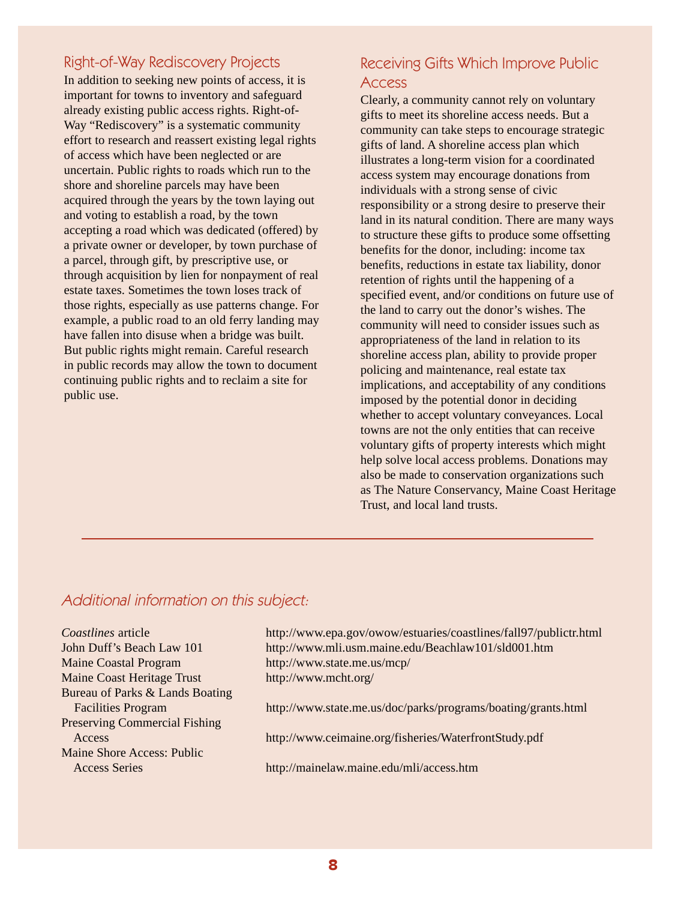## Right-of-Way Rediscovery Projects

In addition to seeking new points of access, it is important for towns to inventory and safeguard already existing public access rights. Right-of-Way "Rediscovery" is a systematic community effort to research and reassert existing legal rights of access which have been neglected or are uncertain. Public rights to roads which run to the shore and shoreline parcels may have been acquired through the years by the town laying out and voting to establish a road, by the town accepting a road which was dedicated (offered) by a private owner or developer, by town purchase of a parcel, through gift, by prescriptive use, or through acquisition by lien for nonpayment of real estate taxes. Sometimes the town loses track of those rights, especially as use patterns change. For example, a public road to an old ferry landing may have fallen into disuse when a bridge was built. But public rights might remain. Careful research in public records may allow the town to document continuing public rights and to reclaim a site for public use.

## Receiving Gifts Which Improve Public Access

Clearly, a community cannot rely on voluntary gifts to meet its shoreline access needs. But a community can take steps to encourage strategic gifts of land. A shoreline access plan which illustrates a long-term vision for a coordinated access system may encourage donations from individuals with a strong sense of civic responsibility or a strong desire to preserve their land in its natural condition. There are many ways to structure these gifts to produce some offsetting benefits for the donor, including: income tax benefits, reductions in estate tax liability, donor retention of rights until the happening of a specified event, and/or conditions on future use of the land to carry out the donor's wishes. The community will need to consider issues such as appropriateness of the land in relation to its shoreline access plan, ability to provide proper policing and maintenance, real estate tax implications, and acceptability of any conditions imposed by the potential donor in deciding whether to accept voluntary conveyances. Local towns are not the only entities that can receive voluntary gifts of property interests which might help solve local access problems. Donations may also be made to conservation organizations such as The Nature Conservancy, Maine Coast Heritage Trust, and local land trusts.

---

## *Additional information on this subject:*

| | |
|---|---|
| *Coastlines* article | http://www.epa.gov/owow/estuaries/coastlines/fall97/publictr.html |
| John Duff's Beach Law 101 | http://www.mli.usm.maine.edu/Beachlaw101/sld001.htm |
| Maine Coastal Program | http://www.state.me.us/mcp/ |
| Maine Coast Heritage Trust | http://www.mcht.org/ |
| Bureau of Parks & Lands Boating Facilities Program | http://www.state.me.us/doc/parks/programs/boating/grants.html |
| Preserving Commercial Fishing Access | http://www.ceimaine.org/fisheries/WaterfrontStudy.pdf |
| Maine Shore Access: Public Access Series | http://mainelaw.maine.edu/mli/access.htm |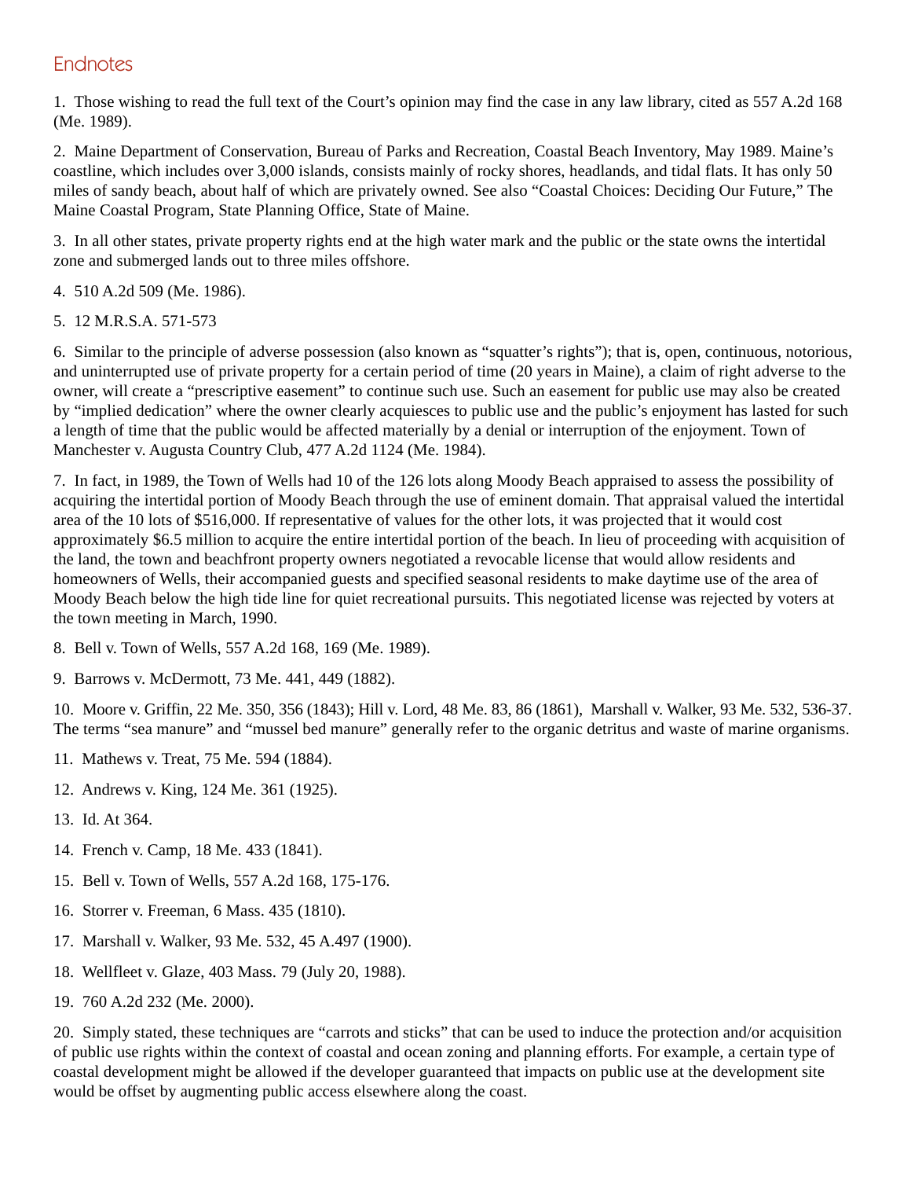## Endnotes

1. Those wishing to read the full text of the Court's opinion may find the case in any law library, cited as 557 A.2d 168 (Me. 1989).

2. Maine Department of Conservation, Bureau of Parks and Recreation, Coastal Beach Inventory, May 1989. Maine's coastline, which includes over 3,000 islands, consists mainly of rocky shores, headlands, and tidal flats. It has only 50 miles of sandy beach, about half of which are privately owned. See also "Coastal Choices: Deciding Our Future," The Maine Coastal Program, State Planning Office, State of Maine.

3. In all other states, private property rights end at the high water mark and the public or the state owns the intertidal zone and submerged lands out to three miles offshore.

4. 510 A.2d 509 (Me. 1986).

5. 12 M.R.S.A. 571-573

6. Similar to the principle of adverse possession (also known as "squatter's rights"); that is, open, continuous, notorious, and uninterrupted use of private property for a certain period of time (20 years in Maine), a claim of right adverse to the owner, will create a "prescriptive easement" to continue such use. Such an easement for public use may also be created by "implied dedication" where the owner clearly acquiesces to public use and the public's enjoyment has lasted for such a length of time that the public would be affected materially by a denial or interruption of the enjoyment. Town of Manchester v. Augusta Country Club, 477 A.2d 1124 (Me. 1984).

7. In fact, in 1989, the Town of Wells had 10 of the 126 lots along Moody Beach appraised to assess the possibility of acquiring the intertidal portion of Moody Beach through the use of eminent domain. That appraisal valued the intertidal area of the 10 lots of $516,000. If representative of values for the other lots, it was projected that it would cost approximately $6.5 million to acquire the entire intertidal portion of the beach. In lieu of proceeding with acquisition of the land, the town and beachfront property owners negotiated a revocable license that would allow residents and homeowners of Wells, their accompanied guests and specified seasonal residents to make daytime use of the area of Moody Beach below the high tide line for quiet recreational pursuits. This negotiated license was rejected by voters at the town meeting in March, 1990.

8. Bell v. Town of Wells, 557 A.2d 168, 169 (Me. 1989).

9. Barrows v. McDermott, 73 Me. 441, 449 (1882).

10. Moore v. Griffin, 22 Me. 350, 356 (1843); Hill v. Lord, 48 Me. 83, 86 (1861), Marshall v. Walker, 93 Me. 532, 536-37. The terms "sea manure" and "mussel bed manure" generally refer to the organic detritus and waste of marine organisms.

11. Mathews v. Treat, 75 Me. 594 (1884).

12. Andrews v. King, 124 Me. 361 (1925).

13. Id. At 364.

14. French v. Camp, 18 Me. 433 (1841).

15. Bell v. Town of Wells, 557 A.2d 168, 175-176.

16. Storrer v. Freeman, 6 Mass. 435 (1810).

17. Marshall v. Walker, 93 Me. 532, 45 A.497 (1900).

18. Wellfleet v. Glaze, 403 Mass. 79 (July 20, 1988).

19. 760 A.2d 232 (Me. 2000).

20. Simply stated, these techniques are "carrots and sticks" that can be used to induce the protection and/or acquisition of public use rights within the context of coastal and ocean zoning and planning efforts. For example, a certain type of coastal development might be allowed if the developer guaranteed that impacts on public use at the development site would be offset by augmenting public access elsewhere along the coast.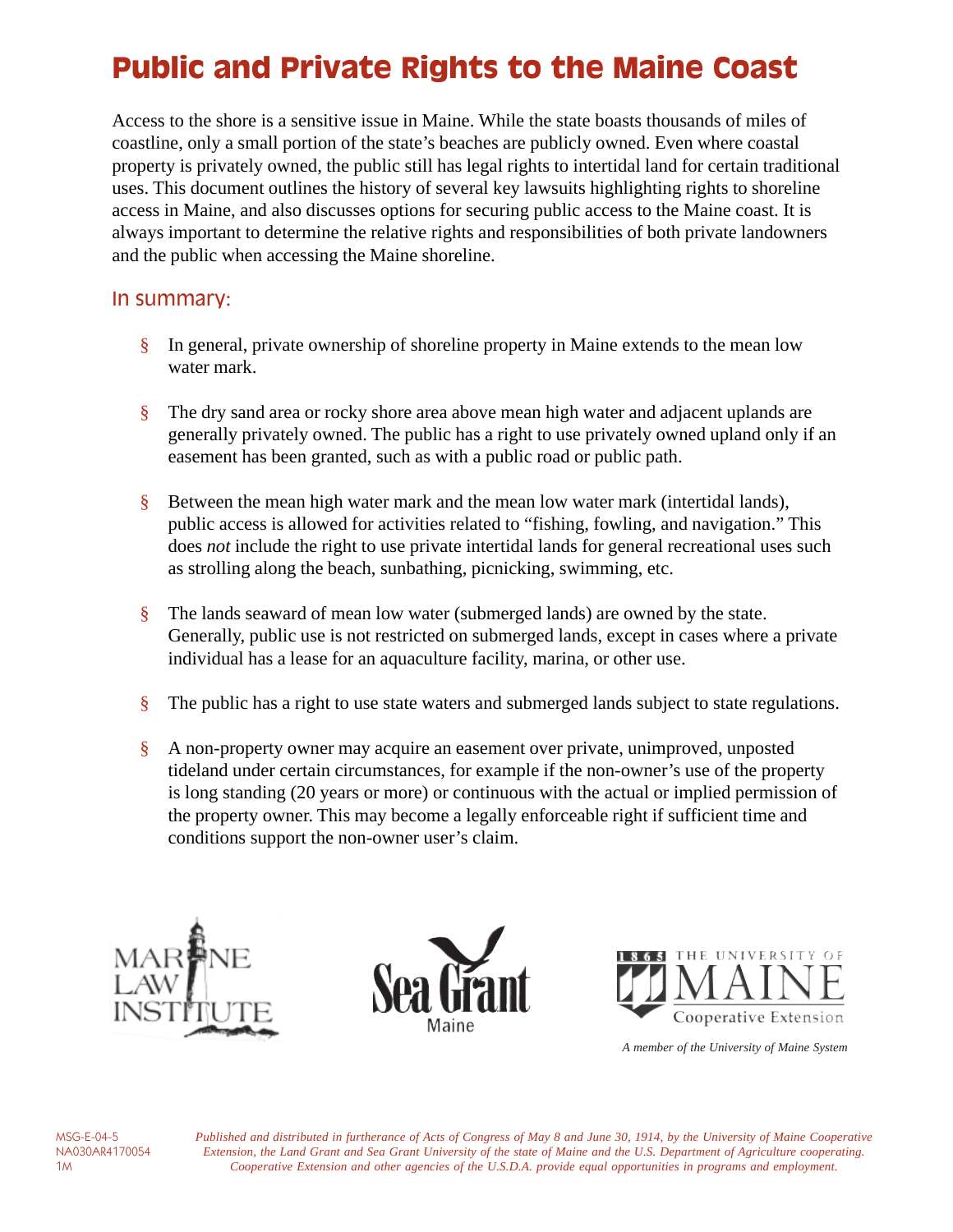# Public and Private Rights to the Maine Coast

Access to the shore is a sensitive issue in Maine. While the state boasts thousands of miles of coastline, only a small portion of the state's beaches are publicly owned. Even where coastal property is privately owned, the public still has legal rights to intertidal land for certain traditional uses. This document outlines the history of several key lawsuits highlighting rights to shoreline access in Maine, and also discusses options for securing public access to the Maine coast. It is always important to determine the relative rights and responsibilities of both private landowners and the public when accessing the Maine shoreline.

## In summary:

§ In general, private ownership of shoreline property in Maine extends to the mean low water mark.

§ The dry sand area or rocky shore area above mean high water and adjacent uplands are generally privately owned. The public has a right to use privately owned upland only if an easement has been granted, such as with a public road or public path.

§ Between the mean high water mark and the mean low water mark (intertidal lands), public access is allowed for activities related to "fishing, fowling, and navigation." This does *not* include the right to use private intertidal lands for general recreational uses such as strolling along the beach, sunbathing, picnicking, swimming, etc.

§ The lands seaward of mean low water (submerged lands) are owned by the state. Generally, public use is not restricted on submerged lands, except in cases where a private individual has a lease for an aquaculture facility, marina, or other use.

§ The public has a right to use state waters and submerged lands subject to state regulations.

§ A non-property owner may acquire an easement over private, unimproved, unposted tideland under certain circumstances, for example if the non-owner's use of the property is long standing (20 years or more) or continuous with the actual or implied permission of the property owner. This may become a legally enforceable right if sufficient time and conditions support the non-owner user's claim.

MARINE LAW INSTITUTE

Sea Grant Maine

1865 THE UNIVERSITY OF MAINE Cooperative Extension

*A member of the University of Maine System*

MSG-E-04-5
NA030AR4170054
1M

*Published and distributed in furtherance of Acts of Congress of May 8 and June 30, 1914, by the University of Maine Cooperative Extension, the Land Grant and Sea Grant University of the state of Maine and the U.S. Department of Agriculture cooperating. Cooperative Extension and other agencies of the U.S.D.A. provide equal opportunities in programs and employment.*